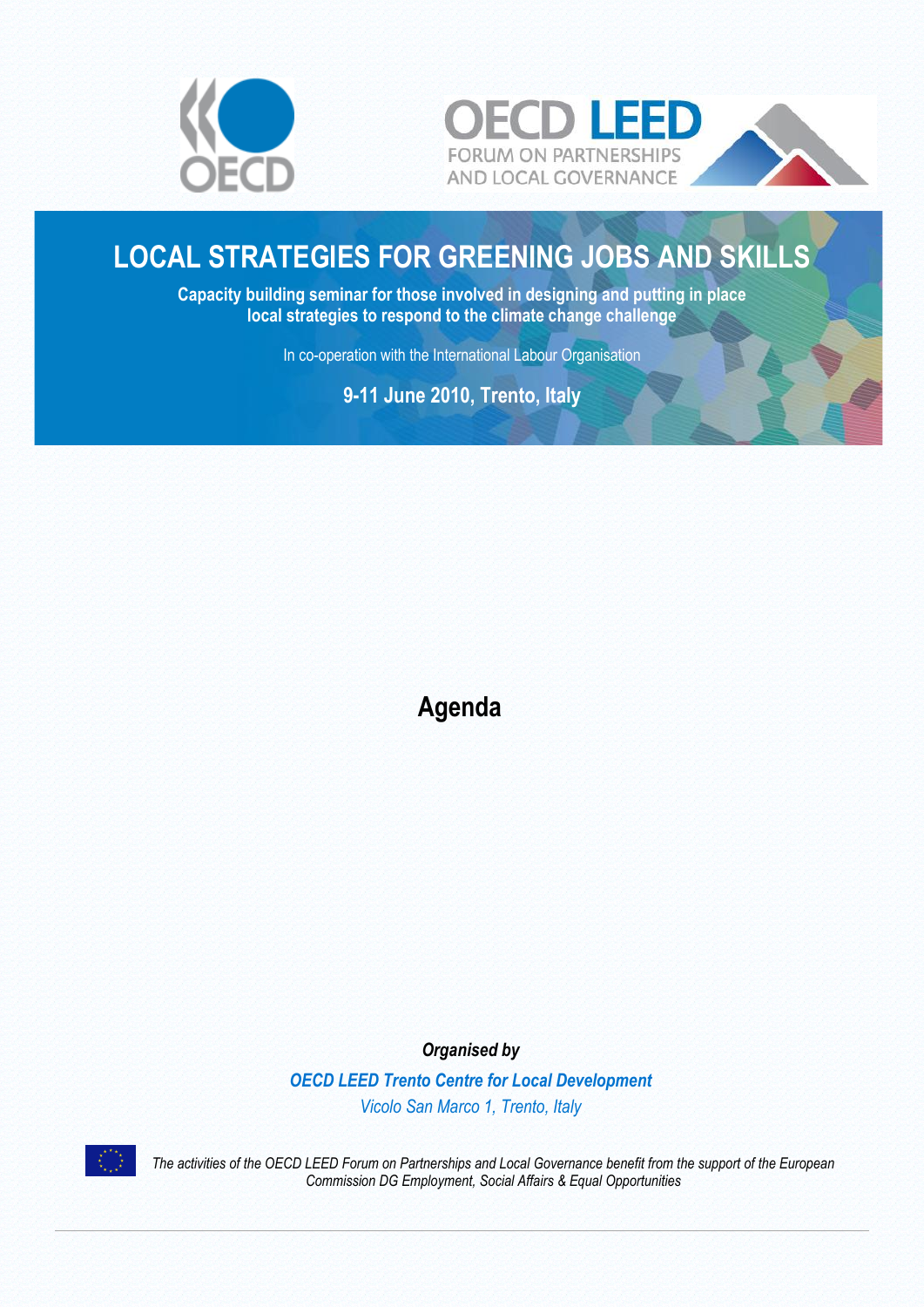OECD

OECD LEED FORUM ON PARTNERSHIPS AND LOCAL GOVERNANCE

# LOCAL STRATEGIES FOR GREENING JOBS AND SKILLS

**Capacity building seminar for those involved in designing and putting in place local strategies to respond to the climate change challenge**

In co-operation with the International Labour Organisation

**9-11 June 2010, Trento, Italy**

# Agenda

***Organised by***

***OECD LEED Trento Centre for Local Development***

*Vicolo San Marco 1, Trento, Italy*

*The activities of the OECD LEED Forum on Partnerships and Local Governance benefit from the support of the European Commission DG Employment, Social Affairs & Equal Opportunities*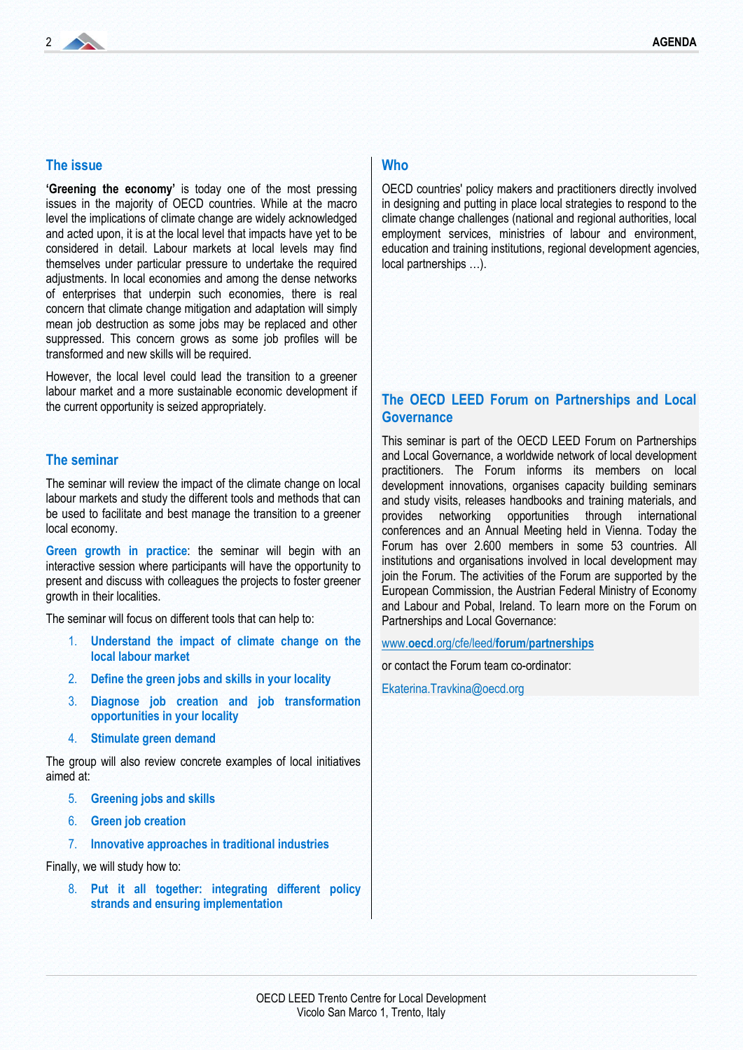## The issue

**'Greening the economy'** is today one of the most pressing issues in the majority of OECD countries. While at the macro level the implications of climate change are widely acknowledged and acted upon, it is at the local level that impacts have yet to be considered in detail. Labour markets at local levels may find themselves under particular pressure to undertake the required adjustments. In local economies and among the dense networks of enterprises that underpin such economies, there is real concern that climate change mitigation and adaptation will simply mean job destruction as some jobs may be replaced and other suppressed. This concern grows as some job profiles will be transformed and new skills will be required.

However, the local level could lead the transition to a greener labour market and a more sustainable economic development if the current opportunity is seized appropriately.

## The seminar

The seminar will review the impact of the climate change on local labour markets and study the different tools and methods that can be used to facilitate and best manage the transition to a greener local economy.

**Green growth in practice**: the seminar will begin with an interactive session where participants will have the opportunity to present and discuss with colleagues the projects to foster greener growth in their localities.

The seminar will focus on different tools that can help to:

1. **Understand the impact of climate change on the local labour market**
2. **Define the green jobs and skills in your locality**
3. **Diagnose job creation and job transformation opportunities in your locality**
4. **Stimulate green demand**

The group will also review concrete examples of local initiatives aimed at:

5. **Greening jobs and skills**
6. **Green job creation**
7. **Innovative approaches in traditional industries**

Finally, we will study how to:

8. **Put it all together: integrating different policy strands and ensuring implementation**

## Who

OECD countries' policy makers and practitioners directly involved in designing and putting in place local strategies to respond to the climate change challenges (national and regional authorities, local employment services, ministries of labour and environment, education and training institutions, regional development agencies, local partnerships …).

## The OECD LEED Forum on Partnerships and Local Governance

This seminar is part of the OECD LEED Forum on Partnerships and Local Governance, a worldwide network of local development practitioners. The Forum informs its members on local development innovations, organises capacity building seminars and study visits, releases handbooks and training materials, and provides networking opportunities through international conferences and an Annual Meeting held in Vienna. Today the Forum has over 2.600 members in some 53 countries. All institutions and organisations involved in local development may join the Forum. The activities of the Forum are supported by the European Commission, the Austrian Federal Ministry of Economy and Labour and Pobal, Ireland. To learn more on the Forum on Partnerships and Local Governance:

www.**oecd**.org/cfe/leed/**forum**/**partnerships**

or contact the Forum team co-ordinator:

Ekaterina.Travkina@oecd.org

OECD LEED Trento Centre for Local Development
Vicolo San Marco 1, Trento, Italy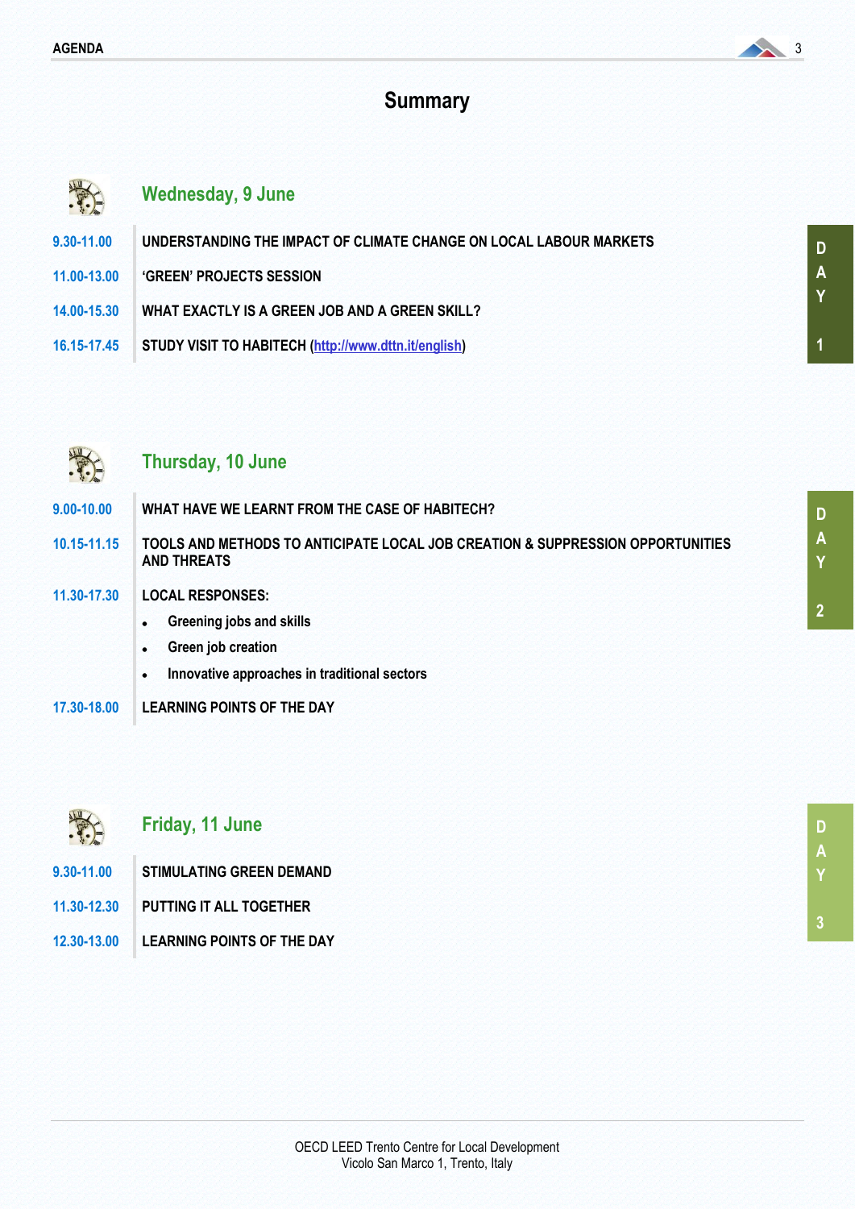# Summary

## Wednesday, 9 June

| | |
|---|---|
| 9.30-11.00 | UNDERSTANDING THE IMPACT OF CLIMATE CHANGE ON LOCAL LABOUR MARKETS |
| 11.00-13.00 | 'GREEN' PROJECTS SESSION |
| 14.00-15.30 | WHAT EXACTLY IS A GREEN JOB AND A GREEN SKILL? |
| 16.15-17.45 | STUDY VISIT TO HABITECH (http://www.dttn.it/english) |

DAY 1

## Thursday, 10 June

| | |
|---|---|
| 9.00-10.00 | WHAT HAVE WE LEARNT FROM THE CASE OF HABITECH? |
| 10.15-11.15 | TOOLS AND METHODS TO ANTICIPATE LOCAL JOB CREATION & SUPPRESSION OPPORTUNITIES AND THREATS |
| 11.30-17.30 | LOCAL RESPONSES: • Greening jobs and skills • Green job creation • Innovative approaches in traditional sectors |
| 17.30-18.00 | LEARNING POINTS OF THE DAY |

DAY 2

## Friday, 11 June

| | |
|---|---|
| 9.30-11.00 | STIMULATING GREEN DEMAND |
| 11.30-12.30 | PUTTING IT ALL TOGETHER |
| 12.30-13.00 | LEARNING POINTS OF THE DAY |

DAY 3

OECD LEED Trento Centre for Local Development
Vicolo San Marco 1, Trento, Italy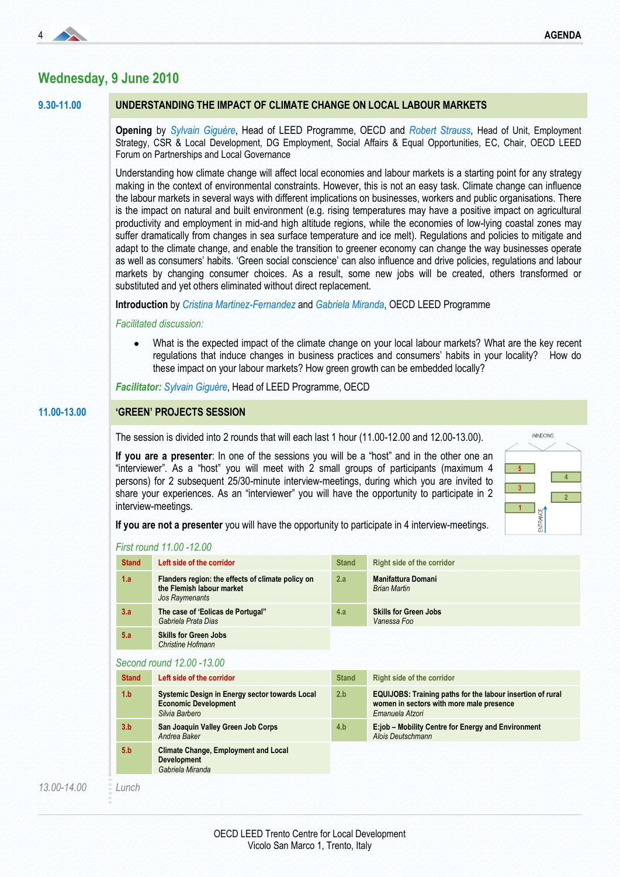## Wednesday, 9 June 2010

**9.30-11.00**

### UNDERSTANDING THE IMPACT OF CLIMATE CHANGE ON LOCAL LABOUR MARKETS

**Opening** by *Sylvain Giguère*, Head of LEED Programme, OECD and *Robert Strauss*, Head of Unit, Employment Strategy, CSR & Local Development, DG Employment, Social Affairs & Equal Opportunities, EC, Chair, OECD LEED Forum on Partnerships and Local Governance

Understanding how climate change will affect local economies and labour markets is a starting point for any strategy making in the context of environmental constraints. However, this is not an easy task. Climate change can influence the labour markets in several ways with different implications on businesses, workers and public organisations. There is the impact on natural and built environment (e.g. rising temperatures may have a positive impact on agricultural productivity and employment in mid-and high altitude regions, while the economies of low-lying coastal zones may suffer dramatically from changes in sea surface temperature and ice melt). Regulations and policies to mitigate and adapt to the climate change, and enable the transition to greener economy can change the way businesses operate as well as consumers' habits. 'Green social conscience' can also influence and drive policies, regulations and labour markets by changing consumer choices. As a result, some new jobs will be created, others transformed or substituted and yet others eliminated without direct replacement.

**Introduction** by *Cristina Martinez-Fernandez* and *Gabriela Miranda*, OECD LEED Programme

*Facilitated discussion:*

- What is the expected impact of the climate change on your local labour markets? What are the key recent regulations that induce changes in business practices and consumers' habits in your locality? How do these impact on your labour markets? How green growth can be embedded locally?

***Facilitator:*** *Sylvain Giguère*, Head of LEED Programme, OECD

**11.00-13.00**

### 'GREEN' PROJECTS SESSION

The session is divided into 2 rounds that will each last 1 hour (11.00-12.00 and 12.00-13.00).

**If you are a presenter**: In one of the sessions you will be a "host" and in the other one an "interviewer". As a "host" you will meet with 2 small groups of participants (maximum 4 persons) for 2 subsequent 25/30-minute interview-meetings, during which you are invited to share your experiences. As an "interviewer" you will have the opportunity to participate in 2 interview-meetings.

**If you are not a presenter** you will have the opportunity to participate in 4 interview-meetings.

*First round 11.00 -12.00*

| Stand | Left side of the corridor | Stand | Right side of the corridor |
|---|---|---|---|
| 1.a | **Flanders region: the effects of climate policy on the Flemish labour market**<br>*Jos Raymenants* | 2.a | **Manifattura Domani**<br>*Brian Martin* |
| 3.a | **The case of 'Eolicas de Portugal"**<br>*Gabriela Prata Dias* | 4.a | **Skills for Green Jobs**<br>*Vanessa Foo* |
| 5.a | **Skills for Green Jobs**<br>*Christine Hofmann* | | |

*Second round 12.00 -13.00*

| Stand | Left side of the corridor | Stand | Right side of the corridor |
|---|---|---|---|
| 1.b | **Systemic Design in Energy sector towards Local Economic Development**<br>*Silvia Barbero* | 2.b | **EQUIJOBS: Training paths for the labour insertion of rural women in sectors with more male presence**<br>*Emanuela Atzori* |
| 3.b | **San Joaquin Valley Green Job Corps**<br>*Andrea Baker* | 4.b | **E:job – Mobility Centre for Energy and Environment**<br>*Alois Deutschmann* |
| 5.b | **Climate Change, Employment and Local Development**<br>*Gabriela Miranda* | | |

*13.00-14.00* *Lunch*

OECD LEED Trento Centre for Local Development
Vicolo San Marco 1, Trento, Italy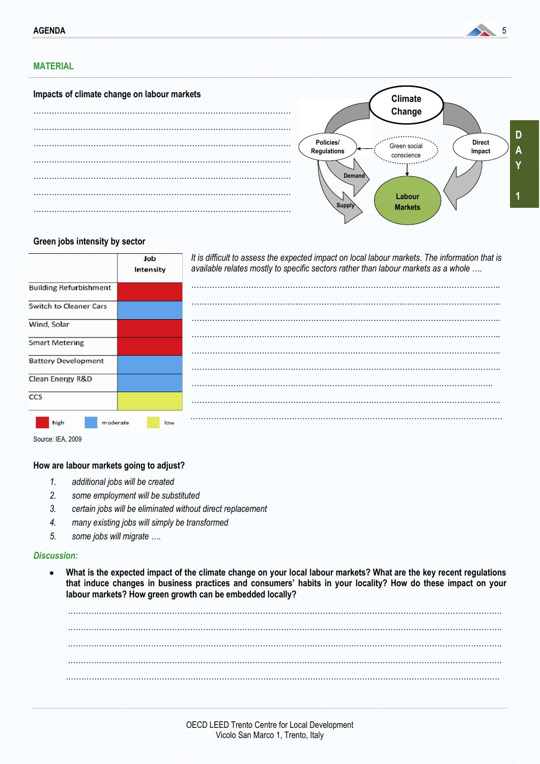## MATERIAL

### Impacts of climate change on labour markets

………………………………………………………………………………………
………………………………………………………………………………………
………………………………………………………………………………………
………………………………………………………………………………………
………………………………………………………………………………………
………………………………………………………………………………………
………………………………………………………………………………………

Climate Change

Policies/ Regulations

Green social conscience

Direct Impact

Demand

Supply

Labour Markets

### Green jobs intensity by sector

| | Job Intensity |
|---|---|
| Building Refurbishment | high |
| Switch to Cleaner Cars | moderate |
| Wind, Solar | high |
| Smart Metering | high |
| Battery Development | moderate |
| Clean Energy R&D | moderate |
| CCS | low |

Legend: high / moderate / low

Source: IEA, 2009

*It is difficult to assess the expected impact on local labour markets. The information that is available relates mostly to specific sectors rather than labour markets as a whole ….*

………………………………………………………………………………………
………………………………………………………………………………………
………………………………………………………………………………………
………………………………………………………………………………………
………………………………………………………………………………………
………………………………………………………………………………………
………………………………………………………………………………………
………………………………………………………………………………………
………………………………………………………………………………………

### How are labour markets going to adjust?

1. *additional jobs will be created*
2. *some employment will be substituted*
3. *certain jobs will be eliminated without direct replacement*
4. *many existing jobs will simply be transformed*
5. *some jobs will migrate ….*

***Discussion:***

- **What is the expected impact of the climate change on your local labour markets? What are the key recent regulations that induce changes in business practices and consumers' habits in your locality? How do these impact on your labour markets? How green growth can be embedded locally?**

………………………………………………………………………………………
………………………………………………………………………………………
………………………………………………………………………………………
………………………………………………………………………………………
………………………………………………………………………………………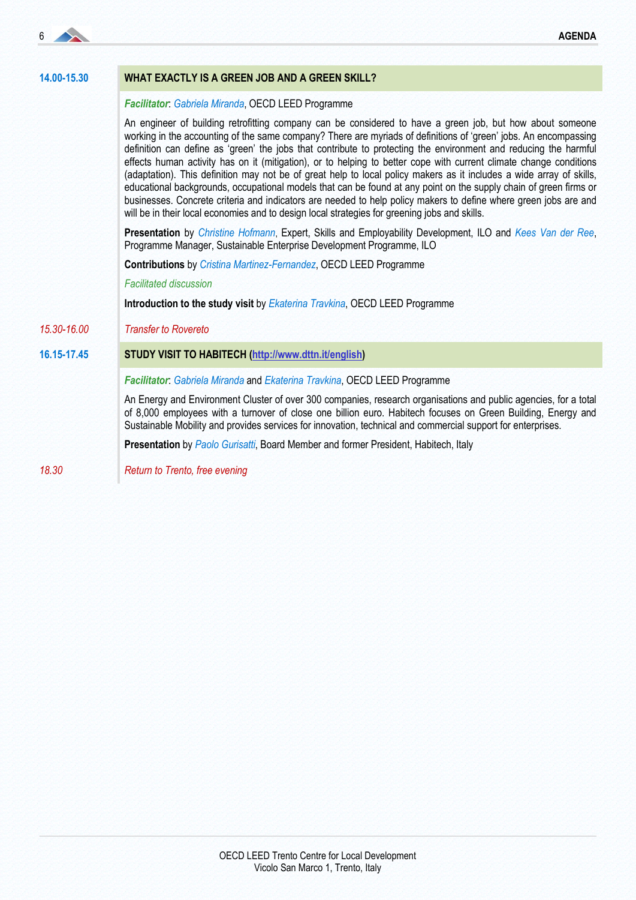**14.00-15.30** **WHAT EXACTLY IS A GREEN JOB AND A GREEN SKILL?**

***Facilitator***: *Gabriela Miranda*, OECD LEED Programme

An engineer of building retrofitting company can be considered to have a green job, but how about someone working in the accounting of the same company? There are myriads of definitions of 'green' jobs. An encompassing definition can define as 'green' the jobs that contribute to protecting the environment and reducing the harmful effects human activity has on it (mitigation), or to helping to better cope with current climate change conditions (adaptation). This definition may not be of great help to local policy makers as it includes a wide array of skills, educational backgrounds, occupational models that can be found at any point on the supply chain of green firms or businesses. Concrete criteria and indicators are needed to help policy makers to define where green jobs are and will be in their local economies and to design local strategies for greening jobs and skills.

**Presentation** by *Christine Hofmann*, Expert, Skills and Employability Development, ILO and *Kees Van der Ree*, Programme Manager, Sustainable Enterprise Development Programme, ILO

**Contributions** by *Cristina Martinez-Fernandez*, OECD LEED Programme

*Facilitated discussion*

**Introduction to the study visit** by *Ekaterina Travkina*, OECD LEED Programme

*15.30-16.00* *Transfer to Rovereto*

**16.15-17.45** **STUDY VISIT TO HABITECH (http://www.dttn.it/english)**

***Facilitator***: *Gabriela Miranda* and *Ekaterina Travkina*, OECD LEED Programme

An Energy and Environment Cluster of over 300 companies, research organisations and public agencies, for a total of 8,000 employees with a turnover of close one billion euro. Habitech focuses on Green Building, Energy and Sustainable Mobility and provides services for innovation, technical and commercial support for enterprises.

**Presentation** by *Paolo Gurisatti*, Board Member and former President, Habitech, Italy

*18.30* *Return to Trento, free evening*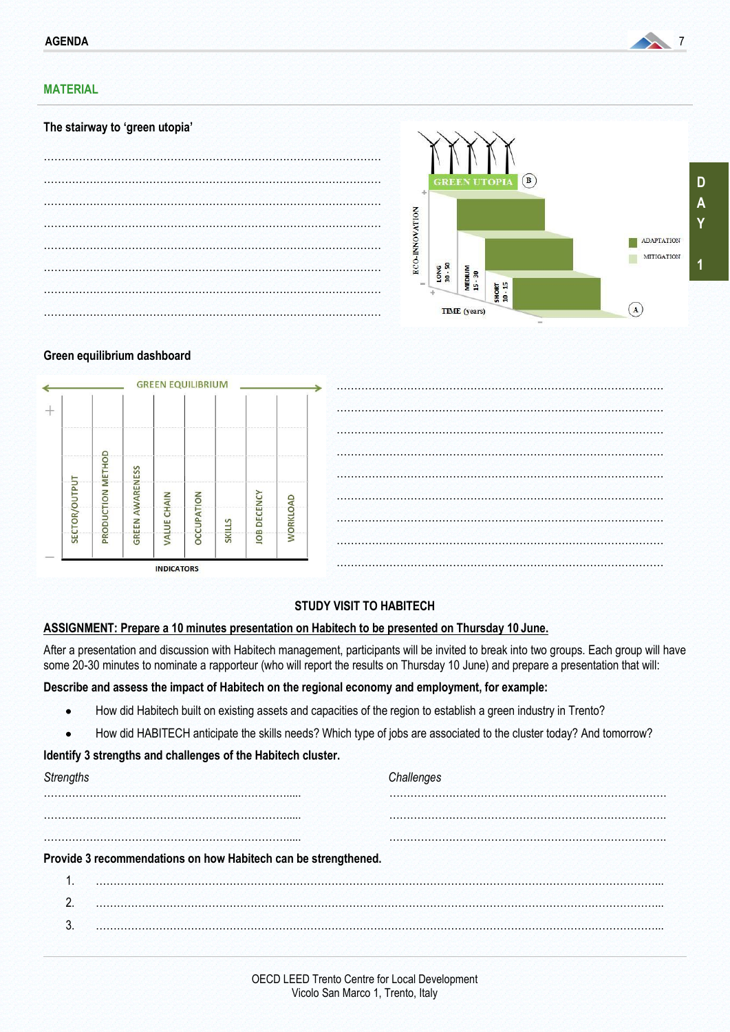## MATERIAL

### The stairway to 'green utopia'

……………………………………………………………………………………
……………………………………………………………………………………
……………………………………………………………………………………
……………………………………………………………………………………
……………………………………………………………………………………
……………………………………………………………………………………
……………………………………………………………………………………
……………………………………………………………………………………

### Green equilibrium dashboard

……………………………………………………………………………………
……………………………………………………………………………………
……………………………………………………………………………………
……………………………………………………………………………………
……………………………………………………………………………………
……………………………………………………………………………………
……………………………………………………………………………………
……………………………………………………………………………………
……………………………………………………………………………………

## STUDY VISIT TO HABITECH

**ASSIGNMENT: Prepare a 10 minutes presentation on Habitech to be presented on Thursday 10 June.**

After a presentation and discussion with Habitech management, participants will be invited to break into two groups. Each group will have some 20-30 minutes to nominate a rapporteur (who will report the results on Thursday 10 June) and prepare a presentation that will:

**Describe and assess the impact of Habitech on the regional economy and employment, for example:**

- How did Habitech built on existing assets and capacities of the region to establish a green industry in Trento?
- How did HABITECH anticipate the skills needs? Which type of jobs are associated to the cluster today? And tomorrow?

**Identify 3 strengths and challenges of the Habitech cluster.**

| *Strengths* | *Challenges* |
|---|---|
| ………………………………………………………….... | …………………………………………………………… |
| ………………………………………………………….... | …………………………………………………………… |
| ………………………………………………………….... | …………………………………………………………… |

**Provide 3 recommendations on how Habitech can be strengthened.**

1. ……………………………………………………………………………………………………………………
2. ……………………………………………………………………………………………………………………
3. ……………………………………………………………………………………………………………………

OECD LEED Trento Centre for Local Development
Vicolo San Marco 1, Trento, Italy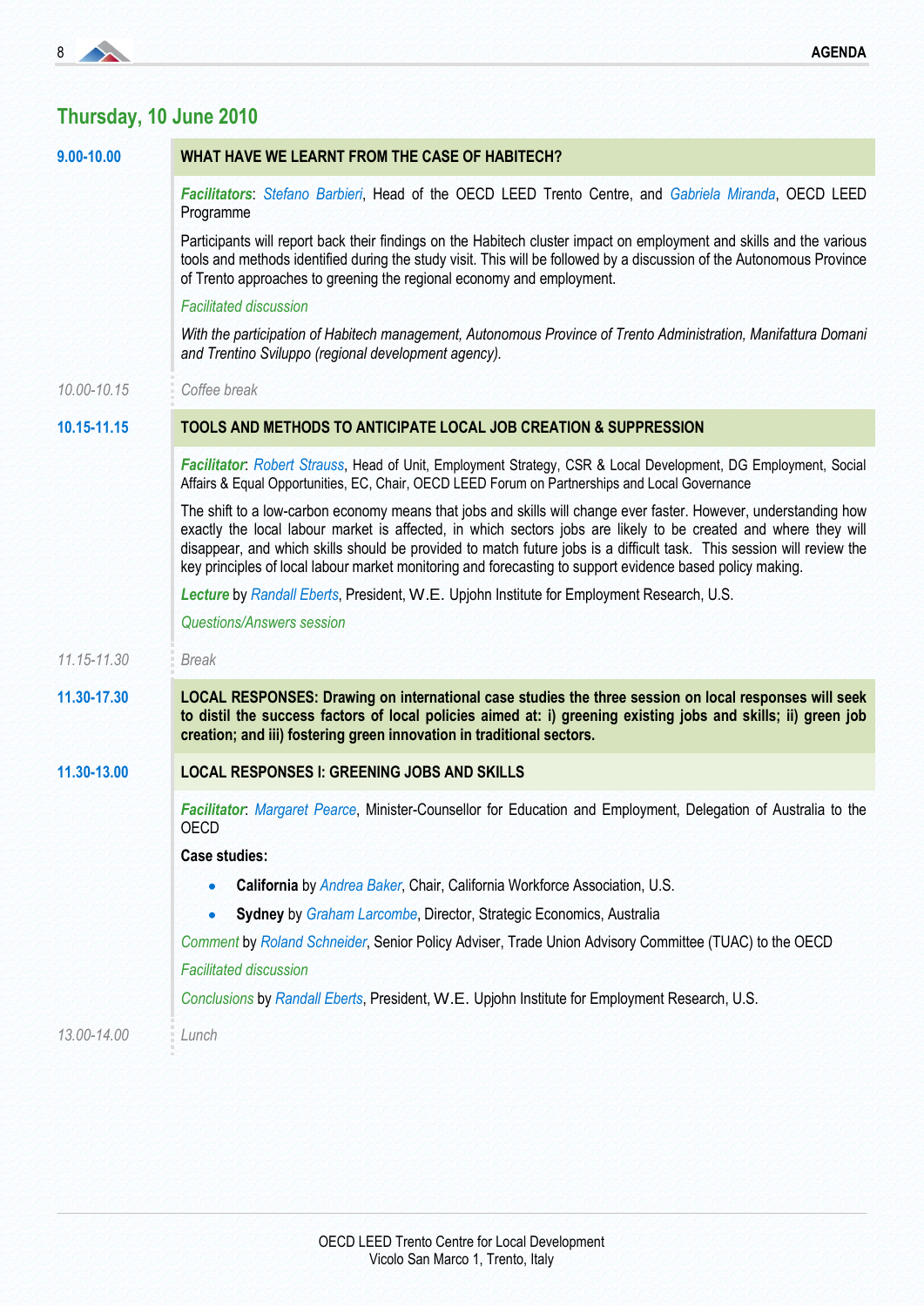## Thursday, 10 June 2010

**9.00-10.00** **WHAT HAVE WE LEARNT FROM THE CASE OF HABITECH?**

***Facilitators***: *Stefano Barbieri*, Head of the OECD LEED Trento Centre, and *Gabriela Miranda*, OECD LEED Programme

Participants will report back their findings on the Habitech cluster impact on employment and skills and the various tools and methods identified during the study visit. This will be followed by a discussion of the Autonomous Province of Trento approaches to greening the regional economy and employment.

*Facilitated discussion*

*With the participation of Habitech management, Autonomous Province of Trento Administration, Manifattura Domani and Trentino Sviluppo (regional development agency).*

*10.00-10.15* *Coffee break*

**10.15-11.15** **TOOLS AND METHODS TO ANTICIPATE LOCAL JOB CREATION & SUPPRESSION**

***Facilitator***: *Robert Strauss*, Head of Unit, Employment Strategy, CSR & Local Development, DG Employment, Social Affairs & Equal Opportunities, EC, Chair, OECD LEED Forum on Partnerships and Local Governance

The shift to a low-carbon economy means that jobs and skills will change ever faster. However, understanding how exactly the local labour market is affected, in which sectors jobs are likely to be created and where they will disappear, and which skills should be provided to match future jobs is a difficult task. This session will review the key principles of local labour market monitoring and forecasting to support evidence based policy making.

***Lecture*** by *Randall Eberts*, President, W.E. Upjohn Institute for Employment Research, U.S.

*Questions/Answers session*

*11.15-11.30* *Break*

**11.30-17.30** **LOCAL RESPONSES: Drawing on international case studies the three session on local responses will seek to distil the success factors of local policies aimed at: i) greening existing jobs and skills; ii) green job creation; and iii) fostering green innovation in traditional sectors.**

**11.30-13.00** **LOCAL RESPONSES I: GREENING JOBS AND SKILLS**

***Facilitator***: *Margaret Pearce*, Minister-Counsellor for Education and Employment, Delegation of Australia to the OECD

**Case studies:**

- **California** by *Andrea Baker*, Chair, California Workforce Association, U.S.
- **Sydney** by *Graham Larcombe*, Director, Strategic Economics, Australia

*Comment* by *Roland Schneider*, Senior Policy Adviser, Trade Union Advisory Committee (TUAC) to the OECD

*Facilitated discussion*

*Conclusions* by *Randall Eberts*, President, W.E. Upjohn Institute for Employment Research, U.S.

*13.00-14.00* *Lunch*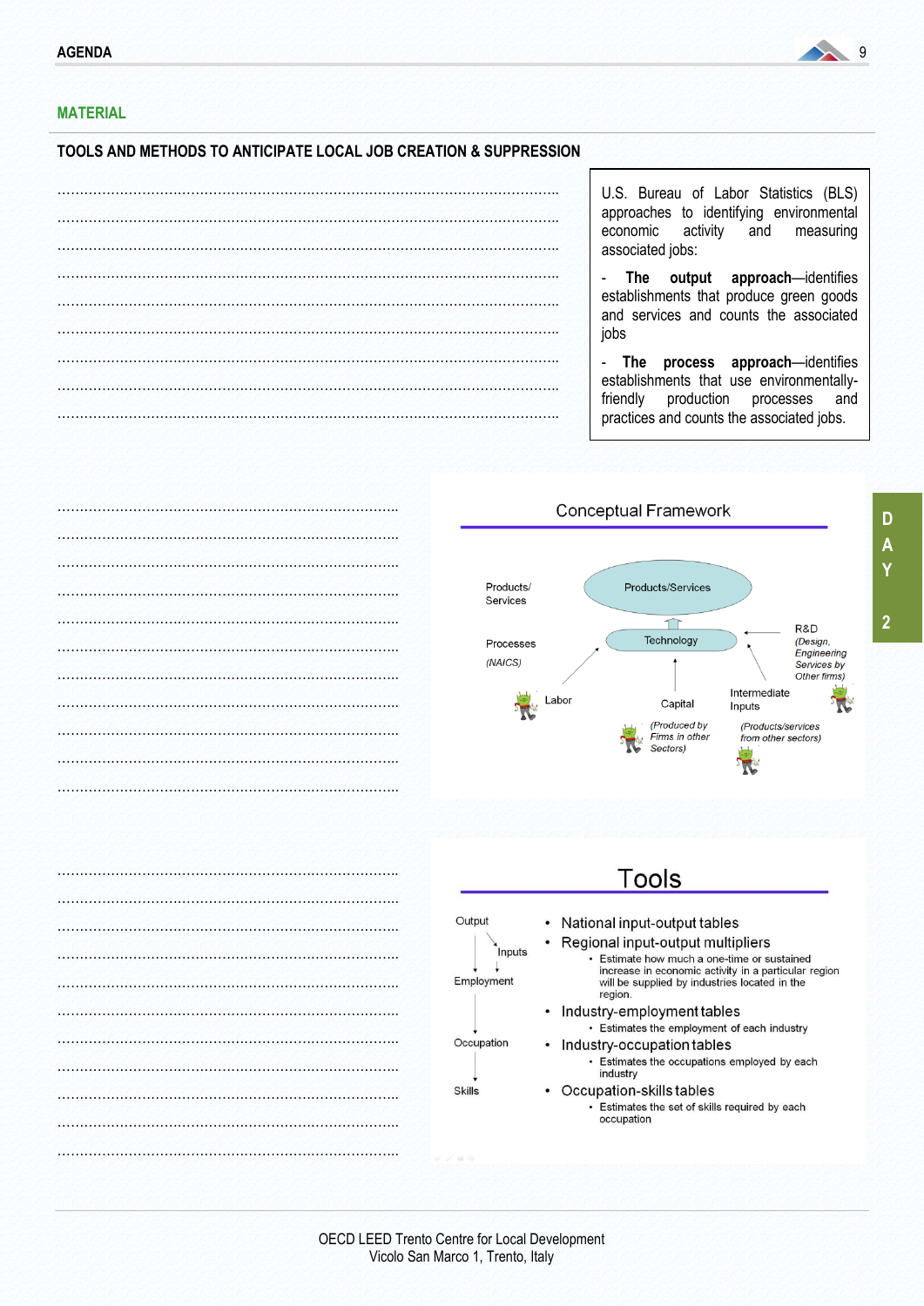## MATERIAL

### TOOLS AND METHODS TO ANTICIPATE LOCAL JOB CREATION & SUPPRESSION

U.S. Bureau of Labor Statistics (BLS) approaches to identifying environmental economic activity and measuring associated jobs:

- **The output approach**—identifies establishments that produce green goods and services and counts the associated jobs
- **The process approach**—identifies establishments that use environmentally-friendly production processes and practices and counts the associated jobs.

Conceptual Framework

Products/ Services

Products/Services

Processes (NAICS)

Technology

R&D (Design, Engineering Services by Other firms)

Labor

Capital (Produced by Firms in other Sectors)

Intermediate Inputs (Products/services from other sectors)

Tools

Output → Inputs → Employment → Occupation → Skills

- National input-output tables
- Regional input-output multipliers
  - Estimate how much a one-time or sustained increase in economic activity in a particular region will be supplied by industries located in the region.
- Industry-employment tables
  - Estimates the employment of each industry
- Industry-occupation tables
  - Estimates the occupations employed by each industry
- Occupation-skills tables
  - Estimates the set of skills required by each occupation

OECD LEED Trento Centre for Local Development
Vicolo San Marco 1, Trento, Italy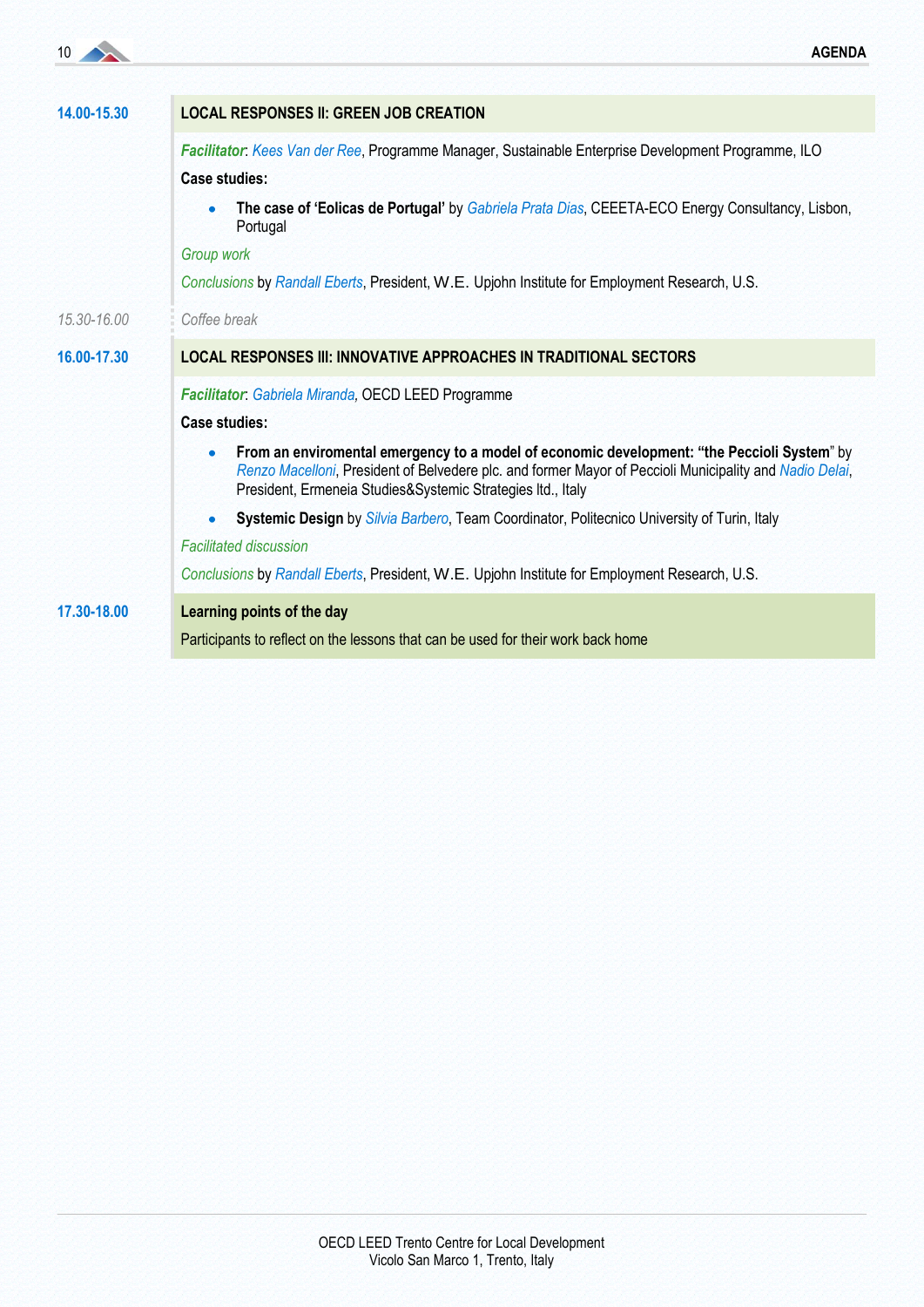**14.00-15.30**

## LOCAL RESPONSES II: GREEN JOB CREATION

***Facilitator***: *Kees Van der Ree*, Programme Manager, Sustainable Enterprise Development Programme, ILO

**Case studies:**

- **The case of 'Eolicas de Portugal'** by *Gabriela Prata Dias*, CEEETA-ECO Energy Consultancy, Lisbon, Portugal

*Group work*

*Conclusions* by *Randall Eberts*, President, W.E. Upjohn Institute for Employment Research, U.S.

*15.30-16.00* *Coffee break*

**16.00-17.30**

## LOCAL RESPONSES III: INNOVATIVE APPROACHES IN TRADITIONAL SECTORS

***Facilitator***: *Gabriela Miranda*, OECD LEED Programme

**Case studies:**

- **From an enviromental emergency to a model of economic development: "the Peccioli System"** by *Renzo Macelloni*, President of Belvedere plc. and former Mayor of Peccioli Municipality and *Nadio Delai*, President, Ermeneia Studies&Systemic Strategies ltd., Italy
- **Systemic Design** by *Silvia Barbero*, Team Coordinator, Politecnico University of Turin, Italy

*Facilitated discussion*

*Conclusions* by *Randall Eberts*, President, W.E. Upjohn Institute for Employment Research, U.S.

**17.30-18.00**

## Learning points of the day

Participants to reflect on the lessons that can be used for their work back home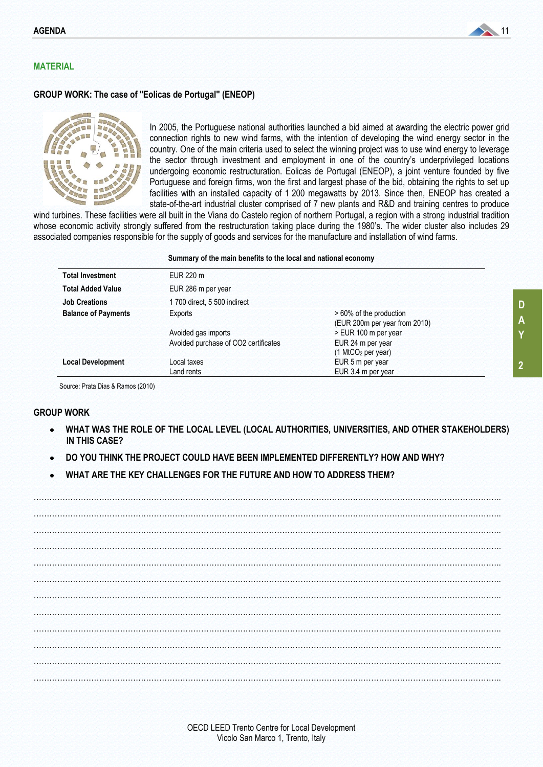## MATERIAL

### GROUP WORK: The case of "Eolicas de Portugal" (ENEOP)

In 2005, the Portuguese national authorities launched a bid aimed at awarding the electric power grid connection rights to new wind farms, with the intention of developing the wind energy sector in the country. One of the main criteria used to select the winning project was to use wind energy to leverage the sector through investment and employment in one of the country's underprivileged locations undergoing economic restructuration. Eolicas de Portugal (ENEOP), a joint venture founded by five Portuguese and foreign firms, won the first and largest phase of the bid, obtaining the rights to set up facilities with an installed capacity of 1 200 megawatts by 2013. Since then, ENEOP has created a state-of-the-art industrial cluster comprised of 7 new plants and R&D and training centres to produce wind turbines. These facilities were all built in the Viana do Castelo region of northern Portugal, a region with a strong industrial tradition whose economic activity strongly suffered from the restructuration taking place during the 1980's. The wider cluster also includes 29 associated companies responsible for the supply of goods and services for the manufacture and installation of wind farms.

**Summary of the main benefits to the local and national economy**

| | | |
|---|---|---|
| **Total Investment** | EUR 220 m | |
| **Total Added Value** | EUR 286 m per year | |
| **Job Creations** | 1 700 direct, 5 500 indirect | |
| **Balance of Payments** | Exports | > 60% of the production (EUR 200m per year from 2010) |
| | Avoided gas imports | > EUR 100 m per year |
| | Avoided purchase of CO2 certificates | EUR 24 m per year (1 Mt$CO_2$ per year) |
| **Local Development** | Local taxes | EUR 5 m per year |
| | Land rents | EUR 3.4 m per year |

Source: Prata Dias & Ramos (2010)

### GROUP WORK

- **WHAT WAS THE ROLE OF THE LOCAL LEVEL (LOCAL AUTHORITIES, UNIVERSITIES, AND OTHER STAKEHOLDERS) IN THIS CASE?**
- **DO YOU THINK THE PROJECT COULD HAVE BEEN IMPLEMENTED DIFFERENTLY? HOW AND WHY?**
- **WHAT ARE THE KEY CHALLENGES FOR THE FUTURE AND HOW TO ADDRESS THEM?**

OECD LEED Trento Centre for Local Development
Vicolo San Marco 1, Trento, Italy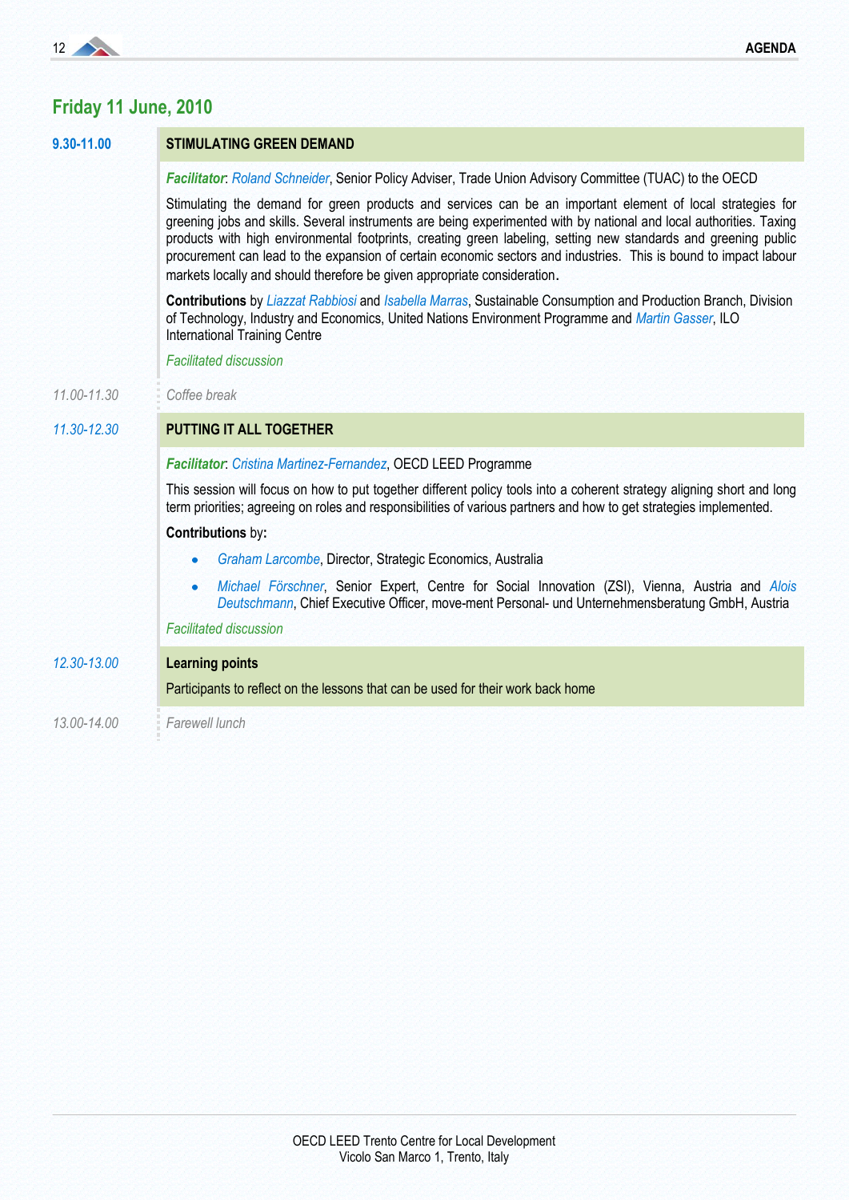## Friday 11 June, 2010

**9.30-11.00** **STIMULATING GREEN DEMAND**

***Facilitator***: *Roland Schneider*, Senior Policy Adviser, Trade Union Advisory Committee (TUAC) to the OECD

Stimulating the demand for green products and services can be an important element of local strategies for greening jobs and skills. Several instruments are being experimented with by national and local authorities. Taxing products with high environmental footprints, creating green labeling, setting new standards and greening public procurement can lead to the expansion of certain economic sectors and industries. This is bound to impact labour markets locally and should therefore be given appropriate consideration.

**Contributions** by *Liazzat Rabbiosi* and *Isabella Marras*, Sustainable Consumption and Production Branch, Division of Technology, Industry and Economics, United Nations Environment Programme and *Martin Gasser*, ILO International Training Centre

*Facilitated discussion*

*11.00-11.30* *Coffee break*

*11.30-12.30* **PUTTING IT ALL TOGETHER**

***Facilitator***: *Cristina Martinez-Fernandez*, OECD LEED Programme

This session will focus on how to put together different policy tools into a coherent strategy aligning short and long term priorities; agreeing on roles and responsibilities of various partners and how to get strategies implemented.

**Contributions** by**:**

- *Graham Larcombe*, Director, Strategic Economics, Australia
- *Michael Förschner*, Senior Expert, Centre for Social Innovation (ZSI), Vienna, Austria and *Alois Deutschmann*, Chief Executive Officer, move-ment Personal- und Unternehmensberatung GmbH, Austria

*Facilitated discussion*

*12.30-13.00* **Learning points**

Participants to reflect on the lessons that can be used for their work back home

*13.00-14.00* *Farewell lunch*

OECD LEED Trento Centre for Local Development
Vicolo San Marco 1, Trento, Italy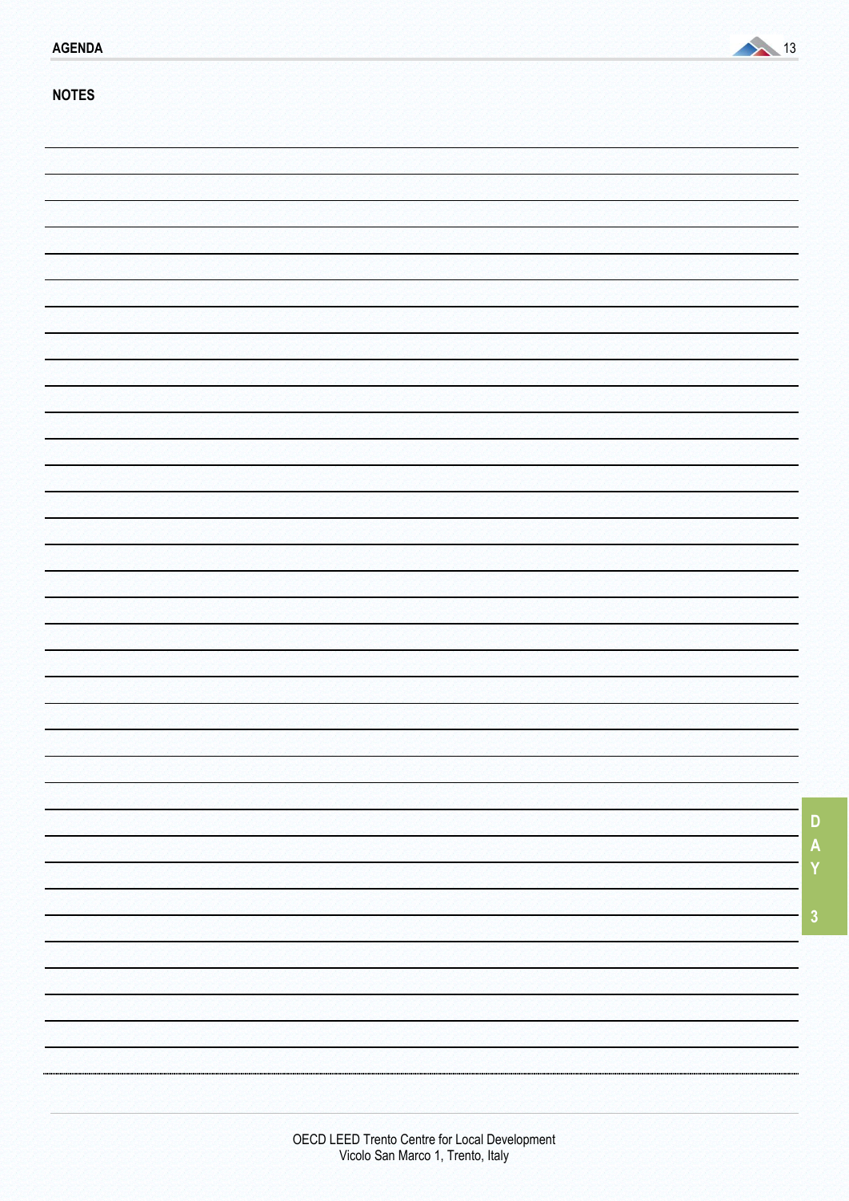**NOTES**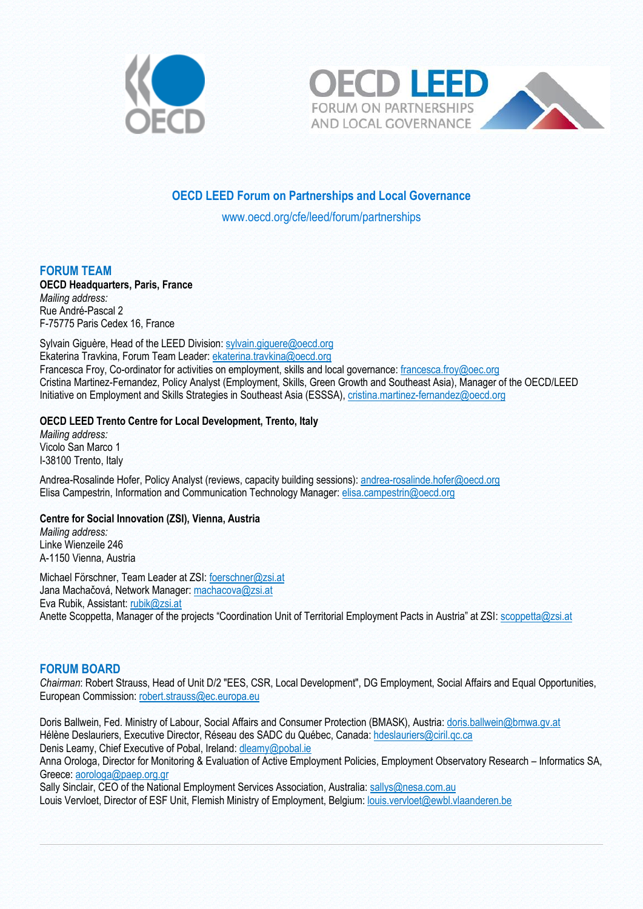## OECD LEED Forum on Partnerships and Local Governance

www.oecd.org/cfe/leed/forum/partnerships

### FORUM TEAM

**OECD Headquarters, Paris, France**
*Mailing address:*
Rue André-Pascal 2
F-75775 Paris Cedex 16, France

Sylvain Giguère, Head of the LEED Division: sylvain.giguere@oecd.org
Ekaterina Travkina, Forum Team Leader: ekaterina.travkina@oecd.org
Francesca Froy, Co-ordinator for activities on employment, skills and local governance: francesca.froy@oec.org
Cristina Martinez-Fernandez, Policy Analyst (Employment, Skills, Green Growth and Southeast Asia), Manager of the OECD/LEED Initiative on Employment and Skills Strategies in Southeast Asia (ESSSA), cristina.martinez-fernandez@oecd.org

**OECD LEED Trento Centre for Local Development, Trento, Italy**
*Mailing address:*
Vicolo San Marco 1
I-38100 Trento, Italy

Andrea-Rosalinde Hofer, Policy Analyst (reviews, capacity building sessions): andrea-rosalinde.hofer@oecd.org
Elisa Campestrin, Information and Communication Technology Manager: elisa.campestrin@oecd.org

**Centre for Social Innovation (ZSI), Vienna, Austria**
*Mailing address:*
Linke Wienzeile 246
A-1150 Vienna, Austria

Michael Förschner, Team Leader at ZSI: foerschner@zsi.at
Jana Machačová, Network Manager: machacova@zsi.at
Eva Rubik, Assistant: rubik@zsi.at
Anette Scoppetta, Manager of the projects "Coordination Unit of Territorial Employment Pacts in Austria" at ZSI: scoppetta@zsi.at

### FORUM BOARD

*Chairman*: Robert Strauss, Head of Unit D/2 "EES, CSR, Local Development", DG Employment, Social Affairs and Equal Opportunities, European Commission: robert.strauss@ec.europa.eu

Doris Ballwein, Fed. Ministry of Labour, Social Affairs and Consumer Protection (BMASK), Austria: doris.ballwein@bmwa.gv.at
Hélène Deslauriers, Executive Director, Réseau des SADC du Québec, Canada: hdeslauriers@ciril.qc.ca
Denis Leamy, Chief Executive of Pobal, Ireland: dleamy@pobal.ie
Anna Orologa, Director for Monitoring & Evaluation of Active Employment Policies, Employment Observatory Research – Informatics SA, Greece: aorologa@paep.org.gr
Sally Sinclair, CEO of the National Employment Services Association, Australia: sallys@nesa.com.au
Louis Vervloet, Director of ESF Unit, Flemish Ministry of Employment, Belgium: louis.vervloet@ewbl.vlaanderen.be